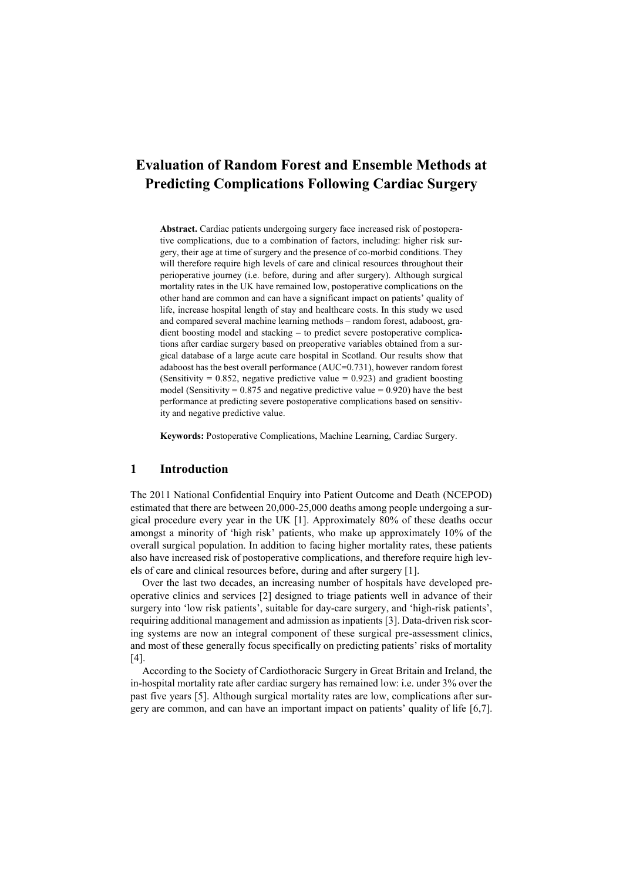# Evaluation of Random Forest and Ensemble Methods at Predicting Complications Following Cardiac Surgery

**Abstract.** Cardiac patients undergoing surgery face increased risk of postoperative complications, due to a combination of factors, including: higher risk surgery, their age at time of surgery and the presence of co-morbid conditions. They will therefore require high levels of care and clinical resources throughout their perioperative journey (i.e. before, during and after surgery). Although surgical mortality rates in the UK have remained low, postoperative complications on the other hand are common and can have a significant impact on patients' quality of life, increase hospital length of stay and healthcare costs. In this study we used and compared several machine learning methods – random forest, adaboost, gradient boosting model and stacking – to predict severe postoperative complications after cardiac surgery based on preoperative variables obtained from a surgical database of a large acute care hospital in Scotland. Our results show that adaboost has the best overall performance (AUC=0.731), however random forest (Sensitivity = 0.852, negative predictive value = 0.923) and gradient boosting model (Sensitivity = 0.875 and negative predictive value = 0.920) have the best performance at predicting severe postoperative complications based on sensitivity and negative predictive value.

**Keywords:** Postoperative Complications, Machine Learning, Cardiac Surgery.

## 1 Introduction

The 2011 National Confidential Enquiry into Patient Outcome and Death (NCEPOD) estimated that there are between 20,000-25,000 deaths among people undergoing a surgical procedure every year in the UK [1]. Approximately 80% of these deaths occur amongst a minority of 'high risk' patients, who make up approximately 10% of the overall surgical population. In addition to facing higher mortality rates, these patients also have increased risk of postoperative complications, and therefore require high levels of care and clinical resources before, during and after surgery [1].

Over the last two decades, an increasing number of hospitals have developed preoperative clinics and services [2] designed to triage patients well in advance of their surgery into 'low risk patients', suitable for day-care surgery, and 'high-risk patients', requiring additional management and admission as inpatients [3]. Data-driven risk scoring systems are now an integral component of these surgical pre-assessment clinics, and most of these generally focus specifically on predicting patients' risks of mortality [4].

According to the Society of Cardiothoracic Surgery in Great Britain and Ireland, the in-hospital mortality rate after cardiac surgery has remained low: i.e. under 3% over the past five years [5]. Although surgical mortality rates are low, complications after surgery are common, and can have an important impact on patients' quality of life [6,7].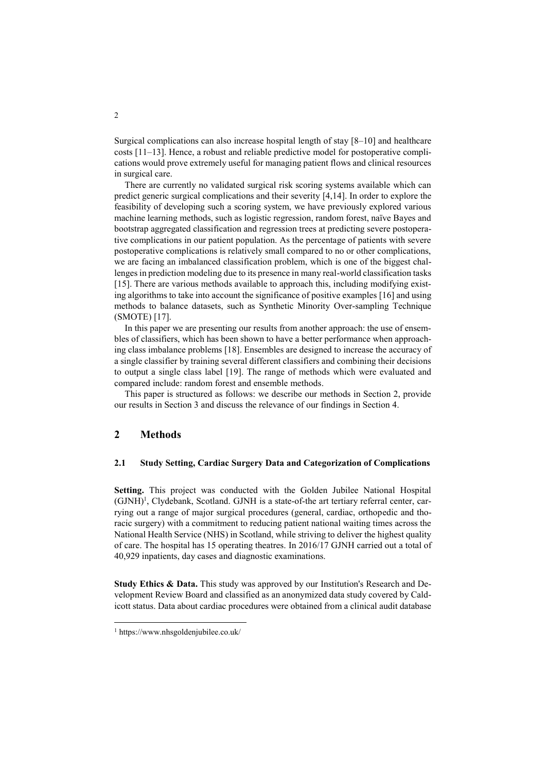Surgical complications can also increase hospital length of stay [8–10] and healthcare costs [11–13]. Hence, a robust and reliable predictive model for postoperative complications would prove extremely useful for managing patient flows and clinical resources in surgical care.

There are currently no validated surgical risk scoring systems available which can predict generic surgical complications and their severity [4,14]. In order to explore the feasibility of developing such a scoring system, we have previously explored various machine learning methods, such as logistic regression, random forest, naïve Bayes and bootstrap aggregated classification and regression trees at predicting severe postoperative complications in our patient population. As the percentage of patients with severe postoperative complications is relatively small compared to no or other complications, we are facing an imbalanced classification problem, which is one of the biggest challenges in prediction modeling due to its presence in many real-world classification tasks [15]. There are various methods available to approach this, including modifying existing algorithms to take into account the significance of positive examples [16] and using methods to balance datasets, such as Synthetic Minority Over-sampling Technique (SMOTE) [17].

In this paper we are presenting our results from another approach: the use of ensembles of classifiers, which has been shown to have a better performance when approaching class imbalance problems [18]. Ensembles are designed to increase the accuracy of a single classifier by training several different classifiers and combining their decisions to output a single class label [19]. The range of methods which were evaluated and compared include: random forest and ensemble methods.

This paper is structured as follows: we describe our methods in Section 2, provide our results in Section 3 and discuss the relevance of our findings in Section 4.

## 2 Methods

### 2.1 Study Setting, Cardiac Surgery Data and Categorization of Complications

**Setting.** This project was conducted with the Golden Jubilee National Hospital (GJNH)[1], Clydebank, Scotland. GJNH is a state-of-the art tertiary referral center, carrying out a range of major surgical procedures (general, cardiac, orthopedic and thoracic surgery) with a commitment to reducing patient national waiting times across the National Health Service (NHS) in Scotland, while striving to deliver the highest quality of care. The hospital has 15 operating theatres. In 2016/17 GJNH carried out a total of 40,929 inpatients, day cases and diagnostic examinations.

**Study Ethics & Data.** This study was approved by our Institution's Research and Development Review Board and classified as an anonymized data study covered by Caldicott status. Data about cardiac procedures were obtained from a clinical audit database

[1] https://www.nhsgoldenjubilee.co.uk/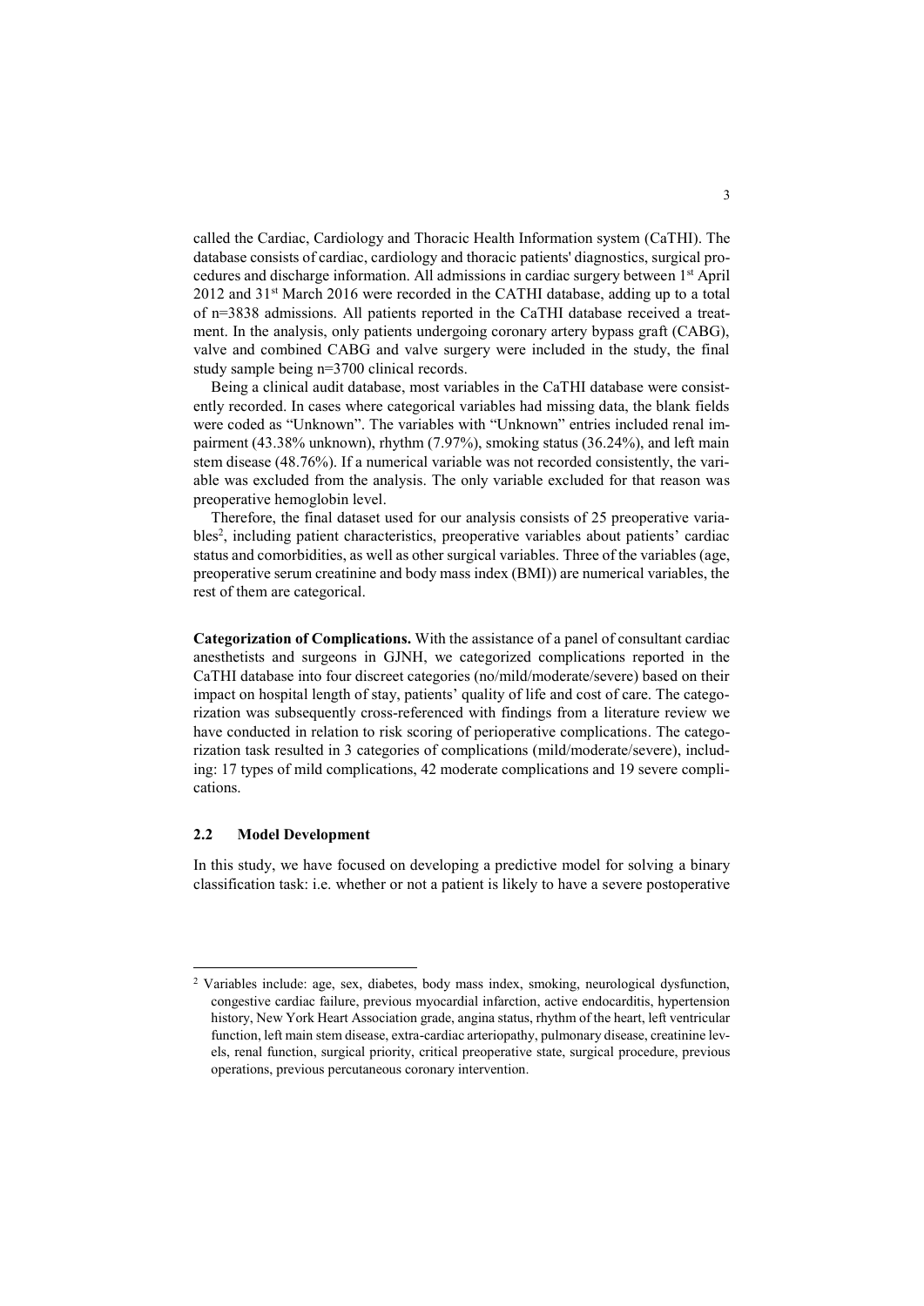called the Cardiac, Cardiology and Thoracic Health Information system (CaTHI). The database consists of cardiac, cardiology and thoracic patients' diagnostics, surgical procedures and discharge information. All admissions in cardiac surgery between 1st April 2012 and 31st March 2016 were recorded in the CATHI database, adding up to a total of n=3838 admissions. All patients reported in the CaTHI database received a treatment. In the analysis, only patients undergoing coronary artery bypass graft (CABG), valve and combined CABG and valve surgery were included in the study, the final study sample being n=3700 clinical records.

Being a clinical audit database, most variables in the CaTHI database were consistently recorded. In cases where categorical variables had missing data, the blank fields were coded as "Unknown". The variables with "Unknown" entries included renal impairment (43.38% unknown), rhythm (7.97%), smoking status (36.24%), and left main stem disease (48.76%). If a numerical variable was not recorded consistently, the variable was excluded from the analysis. The only variable excluded for that reason was preoperative hemoglobin level.

Therefore, the final dataset used for our analysis consists of 25 preoperative variables[2], including patient characteristics, preoperative variables about patients' cardiac status and comorbidities, as well as other surgical variables. Three of the variables (age, preoperative serum creatinine and body mass index (BMI)) are numerical variables, the rest of them are categorical.

**Categorization of Complications.** With the assistance of a panel of consultant cardiac anesthetists and surgeons in GJNH, we categorized complications reported in the CaTHI database into four discreet categories (no/mild/moderate/severe) based on their impact on hospital length of stay, patients' quality of life and cost of care. The categorization was subsequently cross-referenced with findings from a literature review we have conducted in relation to risk scoring of perioperative complications. The categorization task resulted in 3 categories of complications (mild/moderate/severe), including: 17 types of mild complications, 42 moderate complications and 19 severe complications.

### 2.2 Model Development

In this study, we have focused on developing a predictive model for solving a binary classification task: i.e. whether or not a patient is likely to have a severe postoperative

[2] Variables include: age, sex, diabetes, body mass index, smoking, neurological dysfunction, congestive cardiac failure, previous myocardial infarction, active endocarditis, hypertension history, New York Heart Association grade, angina status, rhythm of the heart, left ventricular function, left main stem disease, extra-cardiac arteriopathy, pulmonary disease, creatinine levels, renal function, surgical priority, critical preoperative state, surgical procedure, previous operations, previous percutaneous coronary intervention.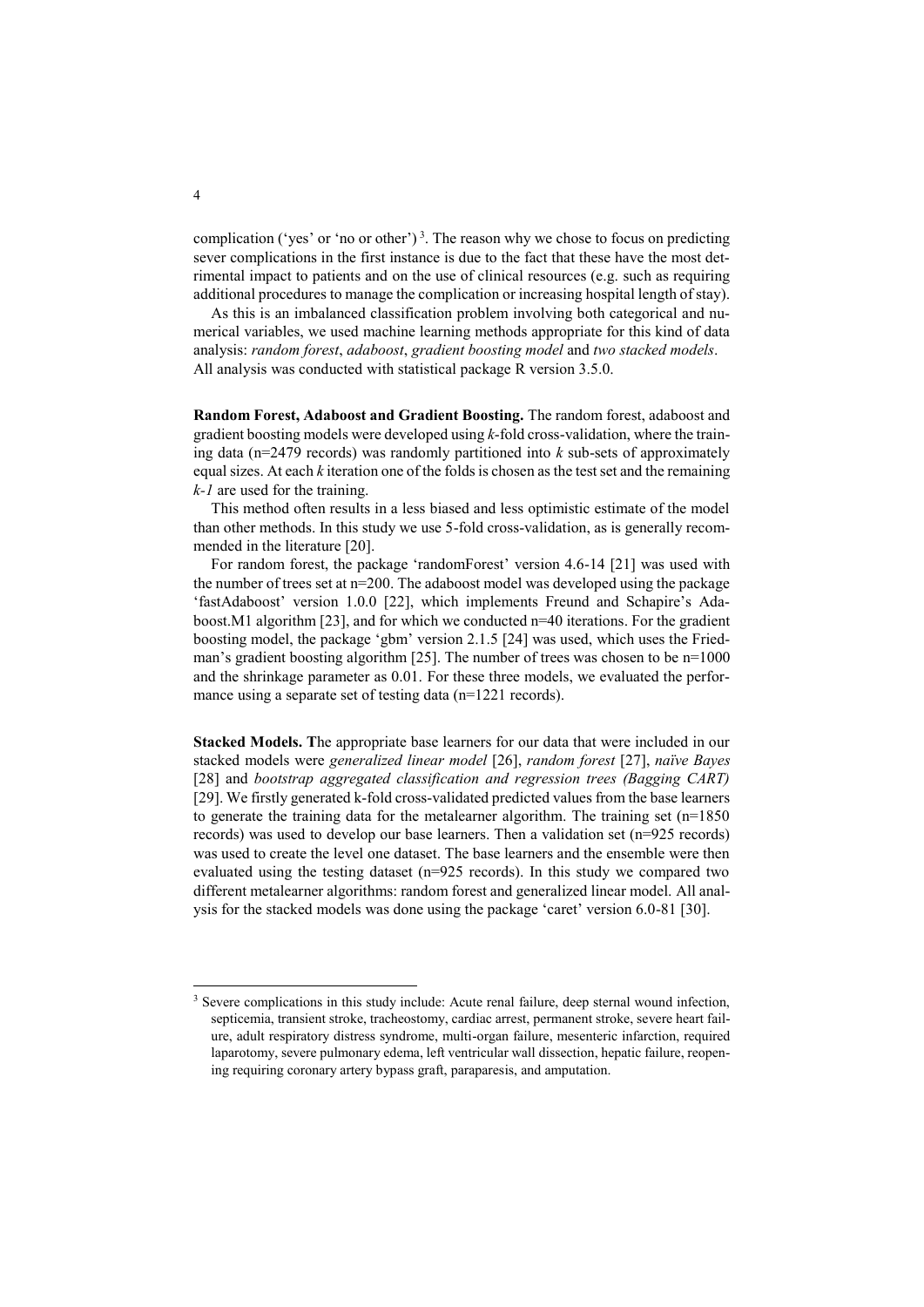complication ('yes' or 'no or other') [3]. The reason why we chose to focus on predicting sever complications in the first instance is due to the fact that these have the most detrimental impact to patients and on the use of clinical resources (e.g. such as requiring additional procedures to manage the complication or increasing hospital length of stay).

As this is an imbalanced classification problem involving both categorical and numerical variables, we used machine learning methods appropriate for this kind of data analysis: *random forest*, *adaboost*, *gradient boosting model* and *two stacked models*. All analysis was conducted with statistical package R version 3.5.0.

**Random Forest, Adaboost and Gradient Boosting.** The random forest, adaboost and gradient boosting models were developed using *k*-fold cross-validation, where the training data (n=2479 records) was randomly partitioned into *k* sub-sets of approximately equal sizes. At each *k* iteration one of the folds is chosen as the test set and the remaining *k-1* are used for the training.

This method often results in a less biased and less optimistic estimate of the model than other methods. In this study we use 5-fold cross-validation, as is generally recommended in the literature [20].

For random forest, the package 'randomForest' version 4.6-14 [21] was used with the number of trees set at n=200. The adaboost model was developed using the package 'fastAdaboost' version 1.0.0 [22], which implements Freund and Schapire's Adaboost.M1 algorithm [23], and for which we conducted n=40 iterations. For the gradient boosting model, the package 'gbm' version 2.1.5 [24] was used, which uses the Friedman's gradient boosting algorithm [25]. The number of trees was chosen to be n=1000 and the shrinkage parameter as 0.01. For these three models, we evaluated the performance using a separate set of testing data (n=1221 records).

**Stacked Models. T**he appropriate base learners for our data that were included in our stacked models were *generalized linear model* [26], *random forest* [27], *naïve Bayes* [28] and *bootstrap aggregated classification and regression trees (Bagging CART)* [29]. We firstly generated k-fold cross-validated predicted values from the base learners to generate the training data for the metalearner algorithm. The training set (n=1850 records) was used to develop our base learners. Then a validation set (n=925 records) was used to create the level one dataset. The base learners and the ensemble were then evaluated using the testing dataset (n=925 records). In this study we compared two different metalearner algorithms: random forest and generalized linear model. All analysis for the stacked models was done using the package 'caret' version 6.0-81 [30].

---

[3] Severe complications in this study include: Acute renal failure, deep sternal wound infection, septicemia, transient stroke, tracheostomy, cardiac arrest, permanent stroke, severe heart failure, adult respiratory distress syndrome, multi-organ failure, mesenteric infarction, required laparotomy, severe pulmonary edema, left ventricular wall dissection, hepatic failure, reopening requiring coronary artery bypass graft, paraparesis, and amputation.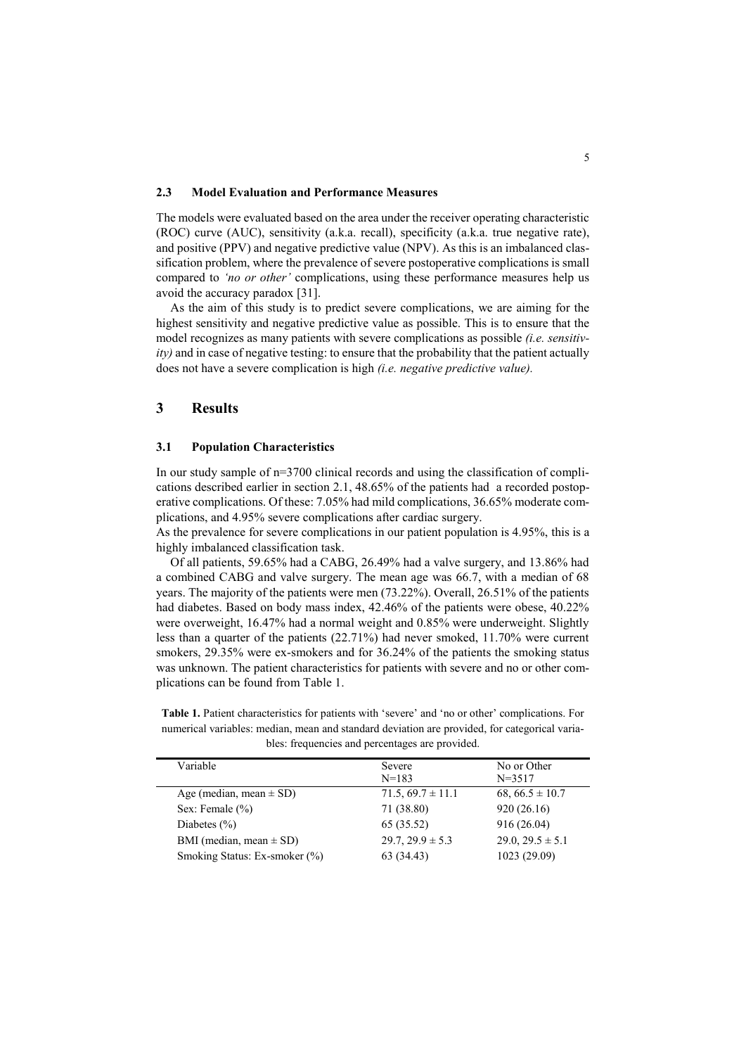### 2.3 Model Evaluation and Performance Measures

The models were evaluated based on the area under the receiver operating characteristic (ROC) curve (AUC), sensitivity (a.k.a. recall), specificity (a.k.a. true negative rate), and positive (PPV) and negative predictive value (NPV). As this is an imbalanced classification problem, where the prevalence of severe postoperative complications is small compared to *'no or other'* complications, using these performance measures help us avoid the accuracy paradox [31].

As the aim of this study is to predict severe complications, we are aiming for the highest sensitivity and negative predictive value as possible. This is to ensure that the model recognizes as many patients with severe complications as possible *(i.e. sensitivity)* and in case of negative testing: to ensure that the probability that the patient actually does not have a severe complication is high *(i.e. negative predictive value).*

## 3 Results

### 3.1 Population Characteristics

In our study sample of n=3700 clinical records and using the classification of complications described earlier in section 2.1, 48.65% of the patients had a recorded postoperative complications. Of these: 7.05% had mild complications, 36.65% moderate complications, and 4.95% severe complications after cardiac surgery.
As the prevalence for severe complications in our patient population is 4.95%, this is a highly imbalanced classification task.

Of all patients, 59.65% had a CABG, 26.49% had a valve surgery, and 13.86% had a combined CABG and valve surgery. The mean age was 66.7, with a median of 68 years. The majority of the patients were men (73.22%). Overall, 26.51% of the patients had diabetes. Based on body mass index, 42.46% of the patients were obese, 40.22% were overweight, 16.47% had a normal weight and 0.85% were underweight. Slightly less than a quarter of the patients (22.71%) had never smoked, 11.70% were current smokers, 29.35% were ex-smokers and for 36.24% of the patients the smoking status was unknown. The patient characteristics for patients with severe and no or other complications can be found from Table 1.

**Table 1.** Patient characteristics for patients with 'severe' and 'no or other' complications. For numerical variables: median, mean and standard deviation are provided, for categorical variables: frequencies and percentages are provided.

| Variable | Severe N=183 | No or Other N=3517 |
|---|---|---|
| Age (median, mean ± SD) | 71.5, 69.7 ± 11.1 | 68, 66.5 ± 10.7 |
| Sex: Female (%) | 71 (38.80) | 920 (26.16) |
| Diabetes (%) | 65 (35.52) | 916 (26.04) |
| BMI (median, mean ± SD) | 29.7, 29.9 ± 5.3 | 29.0, 29.5 ± 5.1 |
| Smoking Status: Ex-smoker (%) | 63 (34.43) | 1023 (29.09) |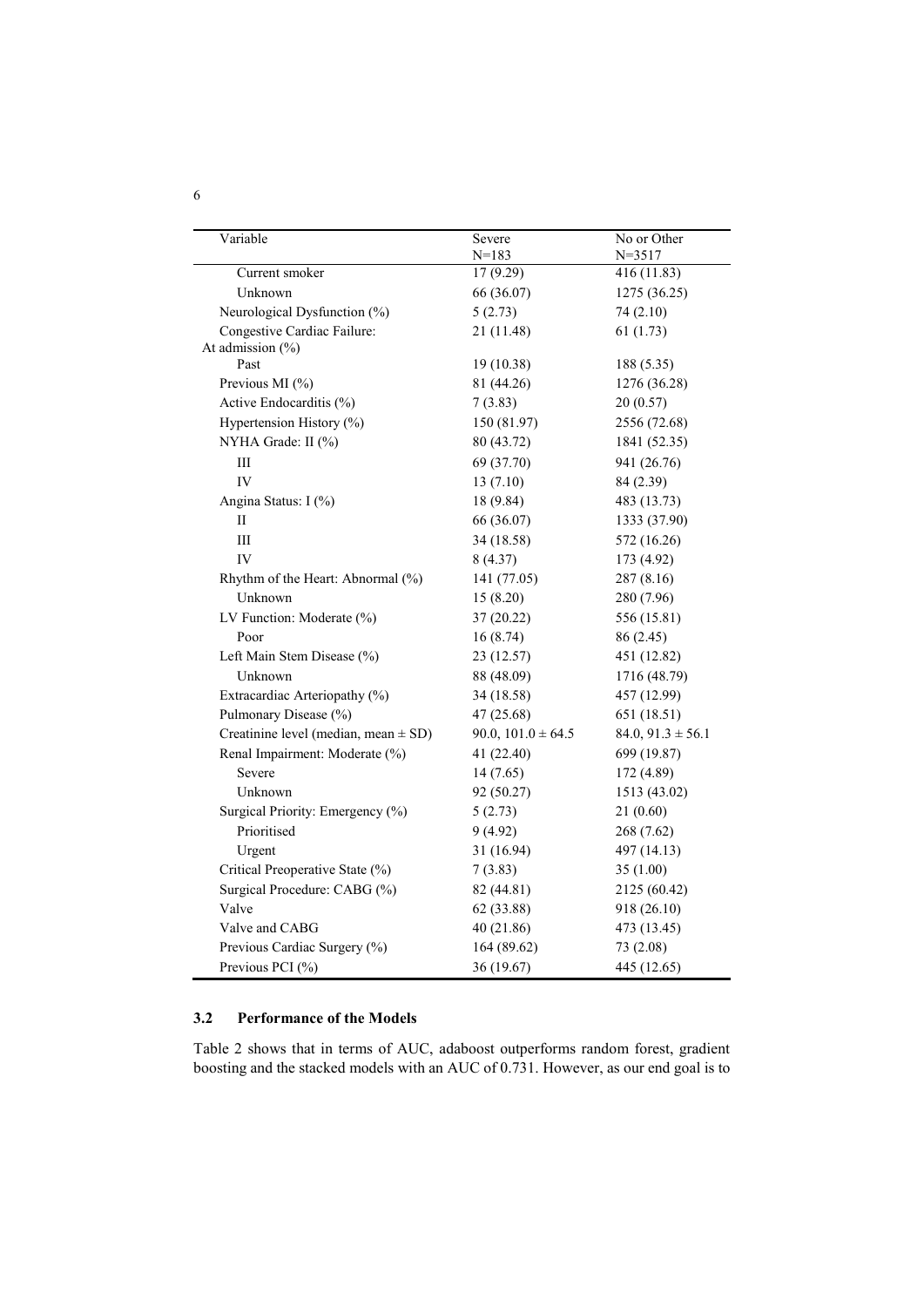| Variable | Severe N=183 | No or Other N=3517 |
|---|---|---|
| Current smoker | 17 (9.29) | 416 (11.83) |
| Unknown | 66 (36.07) | 1275 (36.25) |
| Neurological Dysfunction (%) | 5 (2.73) | 74 (2.10) |
| Congestive Cardiac Failure: At admission (%) | 21 (11.48) | 61 (1.73) |
| Past | 19 (10.38) | 188 (5.35) |
| Previous MI (%) | 81 (44.26) | 1276 (36.28) |
| Active Endocarditis (%) | 7 (3.83) | 20 (0.57) |
| Hypertension History (%) | 150 (81.97) | 2556 (72.68) |
| NYHA Grade: II (%) | 80 (43.72) | 1841 (52.35) |
| III | 69 (37.70) | 941 (26.76) |
| IV | 13 (7.10) | 84 (2.39) |
| Angina Status: I (%) | 18 (9.84) | 483 (13.73) |
| II | 66 (36.07) | 1333 (37.90) |
| III | 34 (18.58) | 572 (16.26) |
| IV | 8 (4.37) | 173 (4.92) |
| Rhythm of the Heart: Abnormal (%) | 141 (77.05) | 287 (8.16) |
| Unknown | 15 (8.20) | 280 (7.96) |
| LV Function: Moderate (%) | 37 (20.22) | 556 (15.81) |
| Poor | 16 (8.74) | 86 (2.45) |
| Left Main Stem Disease (%) | 23 (12.57) | 451 (12.82) |
| Unknown | 88 (48.09) | 1716 (48.79) |
| Extracardiac Arteriopathy (%) | 34 (18.58) | 457 (12.99) |
| Pulmonary Disease (%) | 47 (25.68) | 651 (18.51) |
| Creatinine level (median, mean ± SD) | 90.0, 101.0 ± 64.5 | 84.0, 91.3 ± 56.1 |
| Renal Impairment: Moderate (%) | 41 (22.40) | 699 (19.87) |
| Severe | 14 (7.65) | 172 (4.89) |
| Unknown | 92 (50.27) | 1513 (43.02) |
| Surgical Priority: Emergency (%) | 5 (2.73) | 21 (0.60) |
| Prioritised | 9 (4.92) | 268 (7.62) |
| Urgent | 31 (16.94) | 497 (14.13) |
| Critical Preoperative State (%) | 7 (3.83) | 35 (1.00) |
| Surgical Procedure: CABG (%) | 82 (44.81) | 2125 (60.42) |
| Valve | 62 (33.88) | 918 (26.10) |
| Valve and CABG | 40 (21.86) | 473 (13.45) |
| Previous Cardiac Surgery (%) | 164 (89.62) | 73 (2.08) |
| Previous PCI (%) | 36 (19.67) | 445 (12.65) |

### 3.2 Performance of the Models

Table 2 shows that in terms of AUC, adaboost outperforms random forest, gradient boosting and the stacked models with an AUC of 0.731. However, as our end goal is to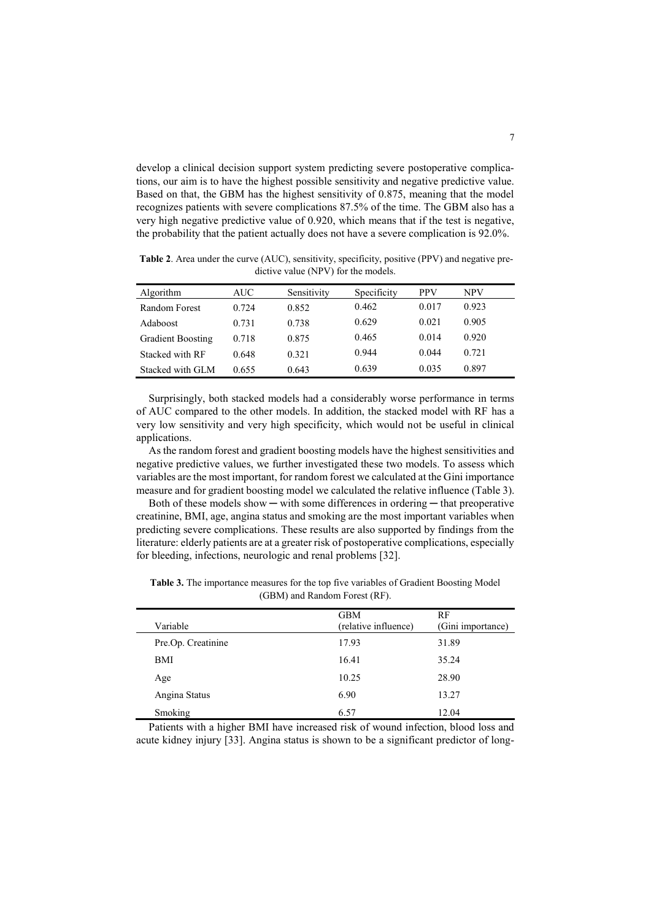develop a clinical decision support system predicting severe postoperative complications, our aim is to have the highest possible sensitivity and negative predictive value. Based on that, the GBM has the highest sensitivity of 0.875, meaning that the model recognizes patients with severe complications 87.5% of the time. The GBM also has a very high negative predictive value of 0.920, which means that if the test is negative, the probability that the patient actually does not have a severe complication is 92.0%.

**Table 2**. Area under the curve (AUC), sensitivity, specificity, positive (PPV) and negative predictive value (NPV) for the models.

| Algorithm | AUC | Sensitivity | Specificity | PPV | NPV |
|---|---|---|---|---|---|
| Random Forest | 0.724 | 0.852 | 0.462 | 0.017 | 0.923 |
| Adaboost | 0.731 | 0.738 | 0.629 | 0.021 | 0.905 |
| Gradient Boosting | 0.718 | 0.875 | 0.465 | 0.014 | 0.920 |
| Stacked with RF | 0.648 | 0.321 | 0.944 | 0.044 | 0.721 |
| Stacked with GLM | 0.655 | 0.643 | 0.639 | 0.035 | 0.897 |

Surprisingly, both stacked models had a considerably worse performance in terms of AUC compared to the other models. In addition, the stacked model with RF has a very low sensitivity and very high specificity, which would not be useful in clinical applications.

As the random forest and gradient boosting models have the highest sensitivities and negative predictive values, we further investigated these two models. To assess which variables are the most important, for random forest we calculated at the Gini importance measure and for gradient boosting model we calculated the relative influence (Table 3).

Both of these models show ─ with some differences in ordering ─ that preoperative creatinine, BMI, age, angina status and smoking are the most important variables when predicting severe complications. These results are also supported by findings from the literature: elderly patients are at a greater risk of postoperative complications, especially for bleeding, infections, neurologic and renal problems [32].

**Table 3.** The importance measures for the top five variables of Gradient Boosting Model (GBM) and Random Forest (RF).

| Variable | GBM (relative influence) | RF (Gini importance) |
|---|---|---|
| Pre.Op. Creatinine | 17.93 | 31.89 |
| BMI | 16.41 | 35.24 |
| Age | 10.25 | 28.90 |
| Angina Status | 6.90 | 13.27 |
| Smoking | 6.57 | 12.04 |

Patients with a higher BMI have increased risk of wound infection, blood loss and acute kidney injury [33]. Angina status is shown to be a significant predictor of long-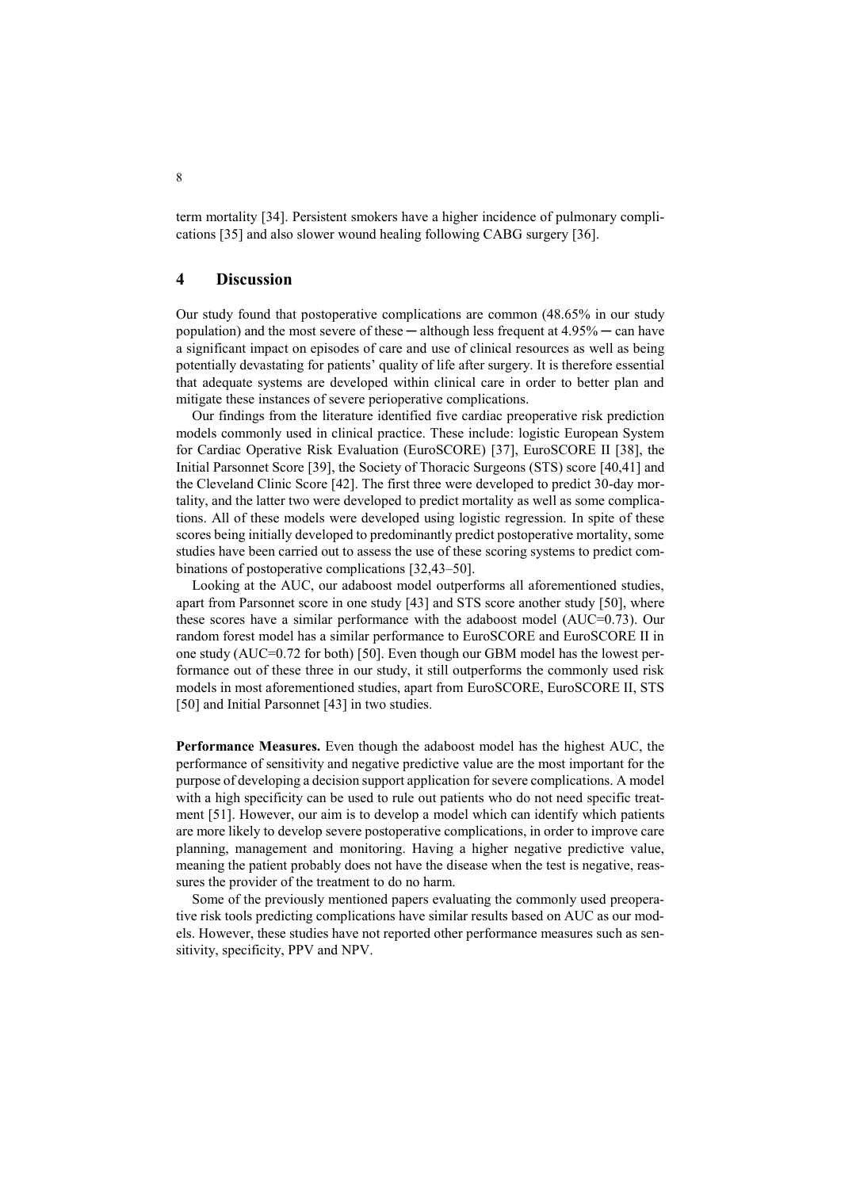term mortality [34]. Persistent smokers have a higher incidence of pulmonary complications [35] and also slower wound healing following CABG surgery [36].

## 4 Discussion

Our study found that postoperative complications are common (48.65% in our study population) and the most severe of these ─ although less frequent at 4.95% ─ can have a significant impact on episodes of care and use of clinical resources as well as being potentially devastating for patients' quality of life after surgery. It is therefore essential that adequate systems are developed within clinical care in order to better plan and mitigate these instances of severe perioperative complications.

Our findings from the literature identified five cardiac preoperative risk prediction models commonly used in clinical practice. These include: logistic European System for Cardiac Operative Risk Evaluation (EuroSCORE) [37], EuroSCORE II [38], the Initial Parsonnet Score [39], the Society of Thoracic Surgeons (STS) score [40,41] and the Cleveland Clinic Score [42]. The first three were developed to predict 30-day mortality, and the latter two were developed to predict mortality as well as some complications. All of these models were developed using logistic regression. In spite of these scores being initially developed to predominantly predict postoperative mortality, some studies have been carried out to assess the use of these scoring systems to predict combinations of postoperative complications [32,43–50].

Looking at the AUC, our adaboost model outperforms all aforementioned studies, apart from Parsonnet score in one study [43] and STS score another study [50], where these scores have a similar performance with the adaboost model (AUC=0.73). Our random forest model has a similar performance to EuroSCORE and EuroSCORE II in one study (AUC=0.72 for both) [50]. Even though our GBM model has the lowest performance out of these three in our study, it still outperforms the commonly used risk models in most aforementioned studies, apart from EuroSCORE, EuroSCORE II, STS [50] and Initial Parsonnet [43] in two studies.

**Performance Measures.** Even though the adaboost model has the highest AUC, the performance of sensitivity and negative predictive value are the most important for the purpose of developing a decision support application for severe complications. A model with a high specificity can be used to rule out patients who do not need specific treatment [51]. However, our aim is to develop a model which can identify which patients are more likely to develop severe postoperative complications, in order to improve care planning, management and monitoring. Having a higher negative predictive value, meaning the patient probably does not have the disease when the test is negative, reassures the provider of the treatment to do no harm.

Some of the previously mentioned papers evaluating the commonly used preoperative risk tools predicting complications have similar results based on AUC as our models. However, these studies have not reported other performance measures such as sensitivity, specificity, PPV and NPV.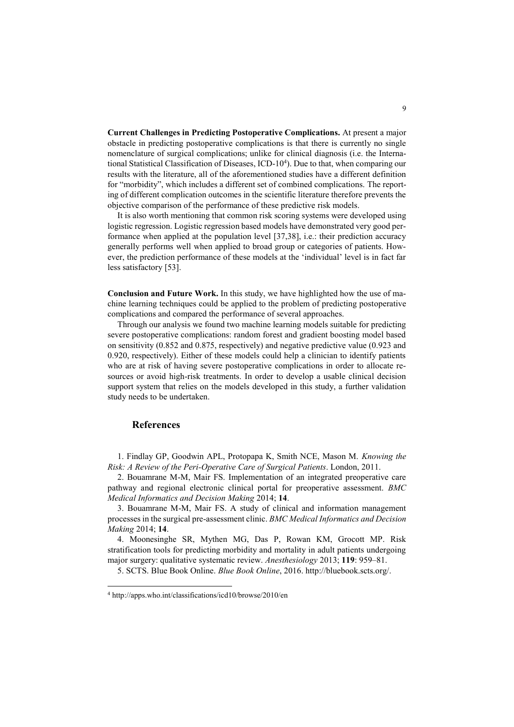**Current Challenges in Predicting Postoperative Complications.** At present a major obstacle in predicting postoperative complications is that there is currently no single nomenclature of surgical complications; unlike for clinical diagnosis (i.e. the International Statistical Classification of Diseases, ICD-10[4]). Due to that, when comparing our results with the literature, all of the aforementioned studies have a different definition for "morbidity", which includes a different set of combined complications. The reporting of different complication outcomes in the scientific literature therefore prevents the objective comparison of the performance of these predictive risk models.

It is also worth mentioning that common risk scoring systems were developed using logistic regression. Logistic regression based models have demonstrated very good performance when applied at the population level [37,38], i.e.: their prediction accuracy generally performs well when applied to broad group or categories of patients. However, the prediction performance of these models at the 'individual' level is in fact far less satisfactory [53].

**Conclusion and Future Work.** In this study, we have highlighted how the use of machine learning techniques could be applied to the problem of predicting postoperative complications and compared the performance of several approaches.

Through our analysis we found two machine learning models suitable for predicting severe postoperative complications: random forest and gradient boosting model based on sensitivity (0.852 and 0.875, respectively) and negative predictive value (0.923 and 0.920, respectively). Either of these models could help a clinician to identify patients who are at risk of having severe postoperative complications in order to allocate resources or avoid high-risk treatments. In order to develop a usable clinical decision support system that relies on the models developed in this study, a further validation study needs to be undertaken.

## References

1. Findlay GP, Goodwin APL, Protopapa K, Smith NCE, Mason M. *Knowing the Risk: A Review of the Peri-Operative Care of Surgical Patients*. London, 2011.
2. Bouamrane M-M, Mair FS. Implementation of an integrated preoperative care pathway and regional electronic clinical portal for preoperative assessment. *BMC Medical Informatics and Decision Making* 2014; **14**.
3. Bouamrane M-M, Mair FS. A study of clinical and information management processes in the surgical pre-assessment clinic. *BMC Medical Informatics and Decision Making* 2014; **14**.
4. Moonesinghe SR, Mythen MG, Das P, Rowan KM, Grocott MP. Risk stratification tools for predicting morbidity and mortality in adult patients undergoing major surgery: qualitative systematic review. *Anesthesiology* 2013; **119**: 959–81.
5. SCTS. Blue Book Online. *Blue Book Online*, 2016. http://bluebook.scts.org/.

[4] http://apps.who.int/classifications/icd10/browse/2010/en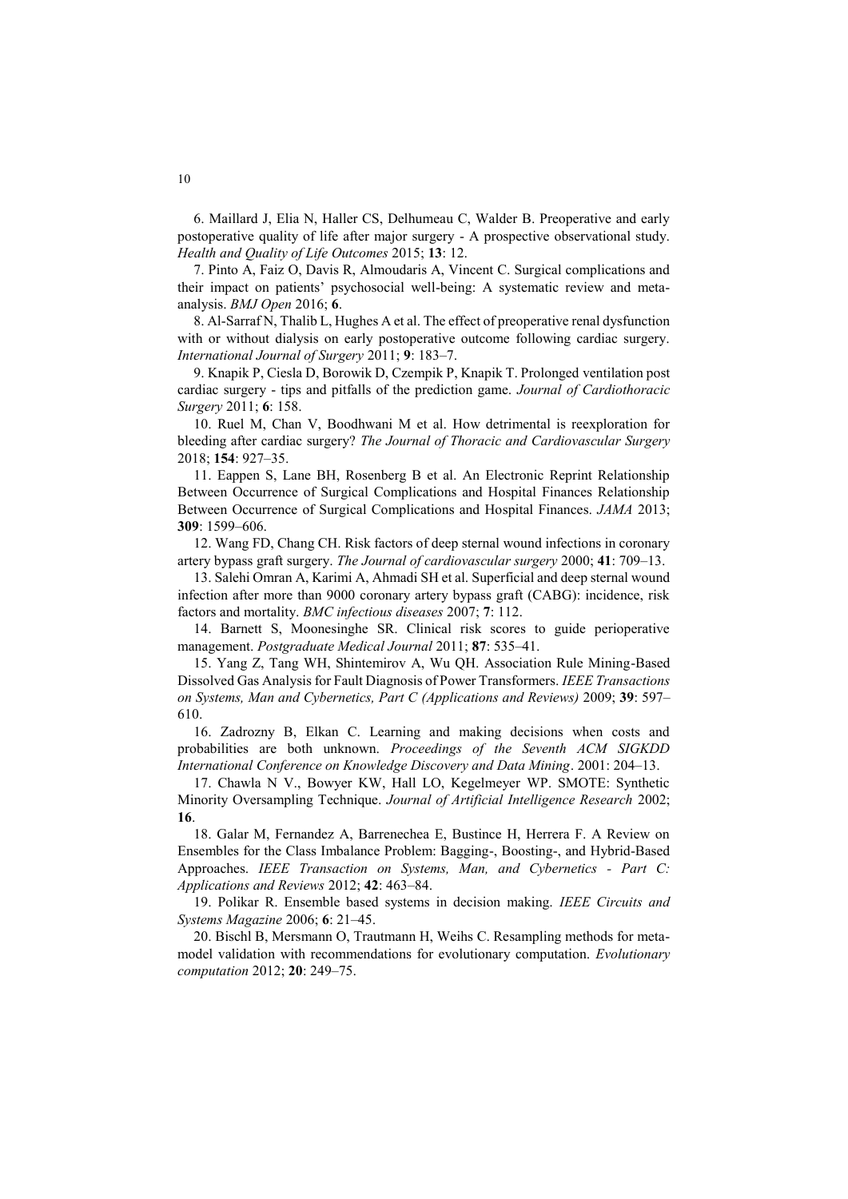6. Maillard J, Elia N, Haller CS, Delhumeau C, Walder B. Preoperative and early postoperative quality of life after major surgery - A prospective observational study. *Health and Quality of Life Outcomes* 2015; **13**: 12.

7. Pinto A, Faiz O, Davis R, Almoudaris A, Vincent C. Surgical complications and their impact on patients' psychosocial well-being: A systematic review and meta-analysis. *BMJ Open* 2016; **6**.

8. Al-Sarraf N, Thalib L, Hughes A et al. The effect of preoperative renal dysfunction with or without dialysis on early postoperative outcome following cardiac surgery. *International Journal of Surgery* 2011; **9**: 183–7.

9. Knapik P, Ciesla D, Borowik D, Czempik P, Knapik T. Prolonged ventilation post cardiac surgery - tips and pitfalls of the prediction game. *Journal of Cardiothoracic Surgery* 2011; **6**: 158.

10. Ruel M, Chan V, Boodhwani M et al. How detrimental is reexploration for bleeding after cardiac surgery? *The Journal of Thoracic and Cardiovascular Surgery* 2018; **154**: 927–35.

11. Eappen S, Lane BH, Rosenberg B et al. An Electronic Reprint Relationship Between Occurrence of Surgical Complications and Hospital Finances Relationship Between Occurrence of Surgical Complications and Hospital Finances. *JAMA* 2013; **309**: 1599–606.

12. Wang FD, Chang CH. Risk factors of deep sternal wound infections in coronary artery bypass graft surgery. *The Journal of cardiovascular surgery* 2000; **41**: 709–13.

13. Salehi Omran A, Karimi A, Ahmadi SH et al. Superficial and deep sternal wound infection after more than 9000 coronary artery bypass graft (CABG): incidence, risk factors and mortality. *BMC infectious diseases* 2007; **7**: 112.

14. Barnett S, Moonesinghe SR. Clinical risk scores to guide perioperative management. *Postgraduate Medical Journal* 2011; **87**: 535–41.

15. Yang Z, Tang WH, Shintemirov A, Wu QH. Association Rule Mining-Based Dissolved Gas Analysis for Fault Diagnosis of Power Transformers. *IEEE Transactions on Systems, Man and Cybernetics, Part C (Applications and Reviews)* 2009; **39**: 597–610.

16. Zadrozny B, Elkan C. Learning and making decisions when costs and probabilities are both unknown. *Proceedings of the Seventh ACM SIGKDD International Conference on Knowledge Discovery and Data Mining*. 2001: 204–13.

17. Chawla N V., Bowyer KW, Hall LO, Kegelmeyer WP. SMOTE: Synthetic Minority Oversampling Technique. *Journal of Artificial Intelligence Research* 2002; **16**.

18. Galar M, Fernandez A, Barrenechea E, Bustince H, Herrera F. A Review on Ensembles for the Class Imbalance Problem: Bagging-, Boosting-, and Hybrid-Based Approaches. *IEEE Transaction on Systems, Man, and Cybernetics - Part C: Applications and Reviews* 2012; **42**: 463–84.

19. Polikar R. Ensemble based systems in decision making. *IEEE Circuits and Systems Magazine* 2006; **6**: 21–45.

20. Bischl B, Mersmann O, Trautmann H, Weihs C. Resampling methods for meta-model validation with recommendations for evolutionary computation. *Evolutionary computation* 2012; **20**: 249–75.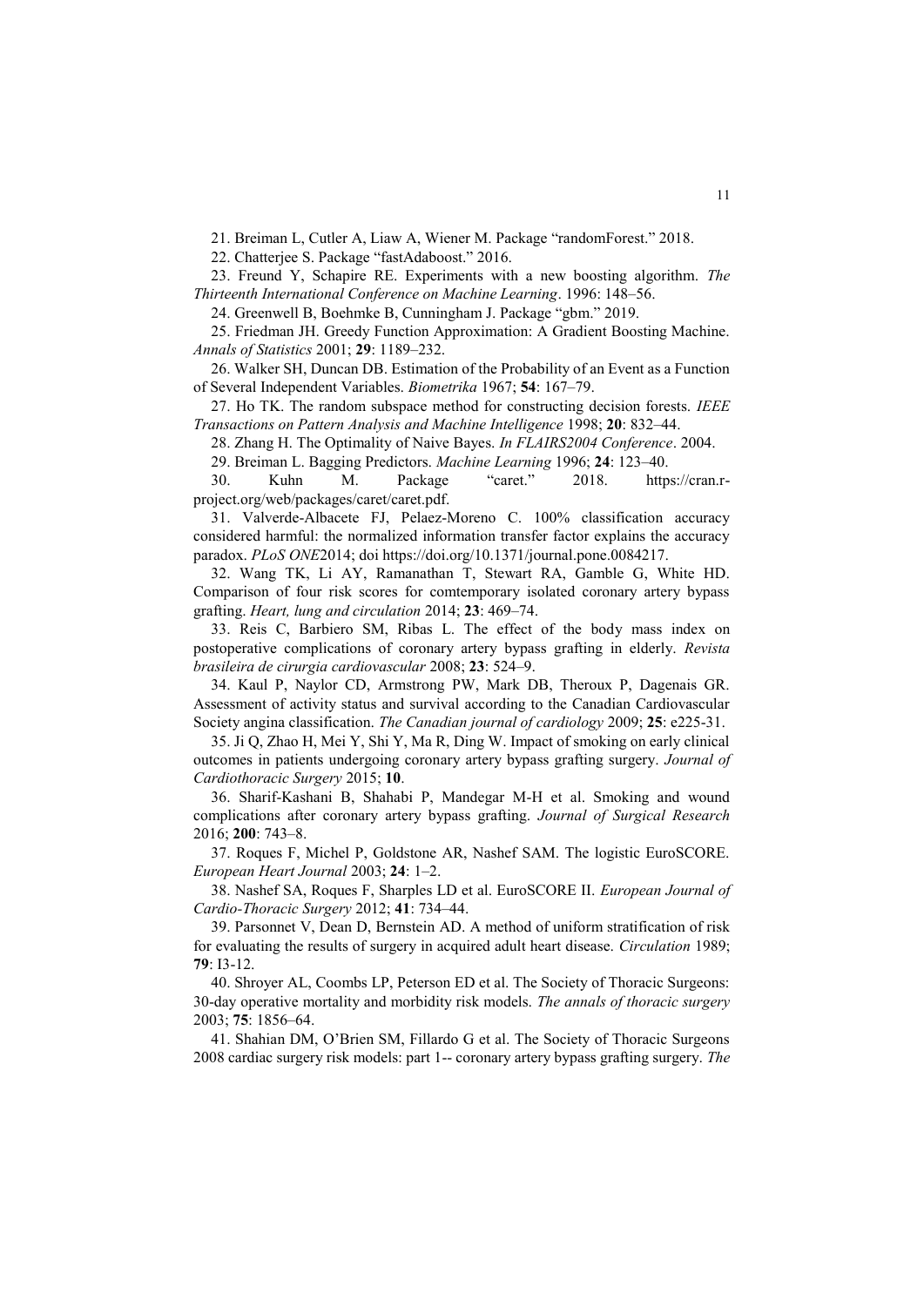21. Breiman L, Cutler A, Liaw A, Wiener M. Package “randomForest.” 2018.

22. Chatterjee S. Package “fastAdaboost.” 2016.

23. Freund Y, Schapire RE. Experiments with a new boosting algorithm. *The Thirteenth International Conference on Machine Learning*. 1996: 148–56.

24. Greenwell B, Boehmke B, Cunningham J. Package “gbm.” 2019.

25. Friedman JH. Greedy Function Approximation: A Gradient Boosting Machine. *Annals of Statistics* 2001; **29**: 1189–232.

26. Walker SH, Duncan DB. Estimation of the Probability of an Event as a Function of Several Independent Variables. *Biometrika* 1967; **54**: 167–79.

27. Ho TK. The random subspace method for constructing decision forests. *IEEE Transactions on Pattern Analysis and Machine Intelligence* 1998; **20**: 832–44.

28. Zhang H. The Optimality of Naive Bayes. *In FLAIRS2004 Conference*. 2004.

29. Breiman L. Bagging Predictors. *Machine Learning* 1996; **24**: 123–40.

30. Kuhn M. Package “caret.” 2018. https://cran.r-project.org/web/packages/caret/caret.pdf.

31. Valverde-Albacete FJ, Pelaez-Moreno C. 100% classification accuracy considered harmful: the normalized information transfer factor explains the accuracy paradox. *PLoS ONE*2014; doi https://doi.org/10.1371/journal.pone.0084217.

32. Wang TK, Li AY, Ramanathan T, Stewart RA, Gamble G, White HD. Comparison of four risk scores for comtemporary isolated coronary artery bypass grafting. *Heart, lung and circulation* 2014; **23**: 469–74.

33. Reis C, Barbiero SM, Ribas L. The effect of the body mass index on postoperative complications of coronary artery bypass grafting in elderly. *Revista brasileira de cirurgia cardiovascular* 2008; **23**: 524–9.

34. Kaul P, Naylor CD, Armstrong PW, Mark DB, Theroux P, Dagenais GR. Assessment of activity status and survival according to the Canadian Cardiovascular Society angina classification. *The Canadian journal of cardiology* 2009; **25**: e225-31.

35. Ji Q, Zhao H, Mei Y, Shi Y, Ma R, Ding W. Impact of smoking on early clinical outcomes in patients undergoing coronary artery bypass grafting surgery. *Journal of Cardiothoracic Surgery* 2015; **10**.

36. Sharif-Kashani B, Shahabi P, Mandegar M-H et al. Smoking and wound complications after coronary artery bypass grafting. *Journal of Surgical Research* 2016; **200**: 743–8.

37. Roques F, Michel P, Goldstone AR, Nashef SAM. The logistic EuroSCORE. *European Heart Journal* 2003; **24**: 1–2.

38. Nashef SA, Roques F, Sharples LD et al. EuroSCORE II. *European Journal of Cardio-Thoracic Surgery* 2012; **41**: 734–44.

39. Parsonnet V, Dean D, Bernstein AD. A method of uniform stratification of risk for evaluating the results of surgery in acquired adult heart disease. *Circulation* 1989; **79**: I3-12.

40. Shroyer AL, Coombs LP, Peterson ED et al. The Society of Thoracic Surgeons: 30-day operative mortality and morbidity risk models. *The annals of thoracic surgery* 2003; **75**: 1856–64.

41. Shahian DM, O'Brien SM, Fillardo G et al. The Society of Thoracic Surgeons 2008 cardiac surgery risk models: part 1-- coronary artery bypass grafting surgery. *The*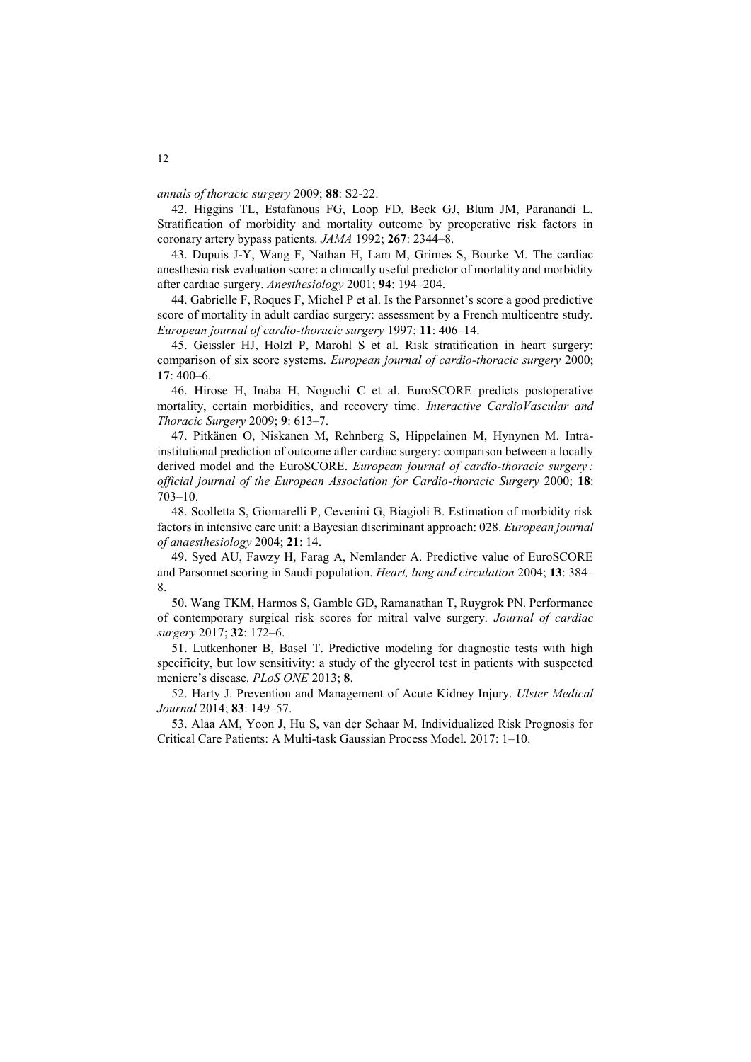*annals of thoracic surgery* 2009; **88**: S2-22.

42. Higgins TL, Estafanous FG, Loop FD, Beck GJ, Blum JM, Paranandi L. Stratification of morbidity and mortality outcome by preoperative risk factors in coronary artery bypass patients. *JAMA* 1992; **267**: 2344–8.

43. Dupuis J-Y, Wang F, Nathan H, Lam M, Grimes S, Bourke M. The cardiac anesthesia risk evaluation score: a clinically useful predictor of mortality and morbidity after cardiac surgery. *Anesthesiology* 2001; **94**: 194–204.

44. Gabrielle F, Roques F, Michel P et al. Is the Parsonnet's score a good predictive score of mortality in adult cardiac surgery: assessment by a French multicentre study. *European journal of cardio-thoracic surgery* 1997; **11**: 406–14.

45. Geissler HJ, Holzl P, Marohl S et al. Risk stratification in heart surgery: comparison of six score systems. *European journal of cardio-thoracic surgery* 2000; **17**: 400–6.

46. Hirose H, Inaba H, Noguchi C et al. EuroSCORE predicts postoperative mortality, certain morbidities, and recovery time. *Interactive CardioVascular and Thoracic Surgery* 2009; **9**: 613–7.

47. Pitkänen O, Niskanen M, Rehnberg S, Hippelainen M, Hynynen M. Intra-institutional prediction of outcome after cardiac surgery: comparison between a locally derived model and the EuroSCORE. *European journal of cardio-thoracic surgery : official journal of the European Association for Cardio-thoracic Surgery* 2000; **18**: 703–10.

48. Scolletta S, Giomarelli P, Cevenini G, Biagioli B. Estimation of morbidity risk factors in intensive care unit: a Bayesian discriminant approach: 028. *European journal of anaesthesiology* 2004; **21**: 14.

49. Syed AU, Fawzy H, Farag A, Nemlander A. Predictive value of EuroSCORE and Parsonnet scoring in Saudi population. *Heart, lung and circulation* 2004; **13**: 384–8.

50. Wang TKM, Harmos S, Gamble GD, Ramanathan T, Ruygrok PN. Performance of contemporary surgical risk scores for mitral valve surgery. *Journal of cardiac surgery* 2017; **32**: 172–6.

51. Lutkenhoner B, Basel T. Predictive modeling for diagnostic tests with high specificity, but low sensitivity: a study of the glycerol test in patients with suspected meniere's disease. *PLoS ONE* 2013; **8**.

52. Harty J. Prevention and Management of Acute Kidney Injury. *Ulster Medical Journal* 2014; **83**: 149–57.

53. Alaa AM, Yoon J, Hu S, van der Schaar M. Individualized Risk Prognosis for Critical Care Patients: A Multi-task Gaussian Process Model. 2017: 1–10.